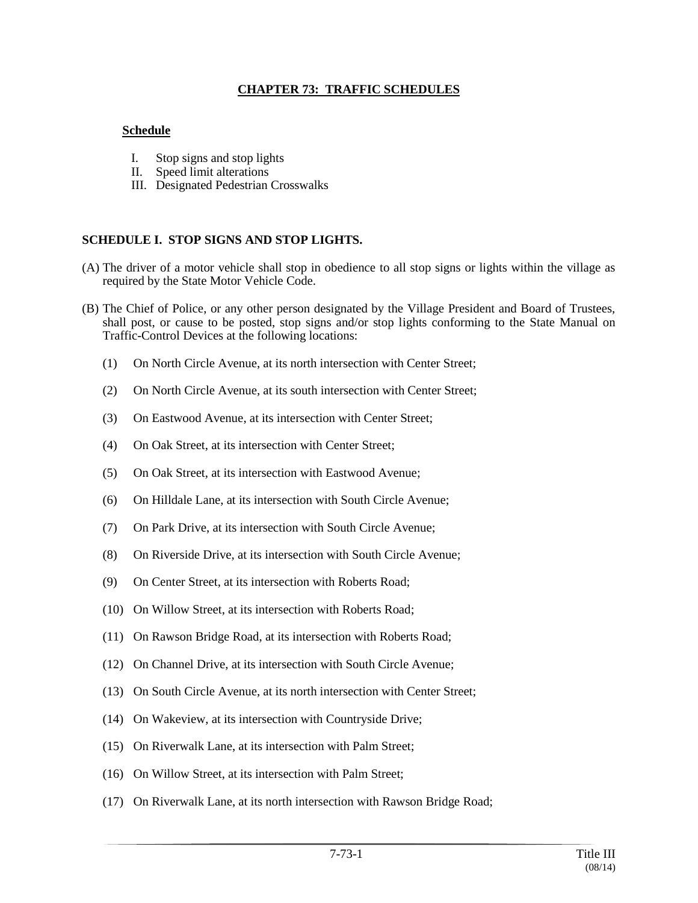# CHAPTER 73: TRAFFIC SCHEDULES

**Schedule**

I. Stop signs and stop lights
II. Speed limit alterations
III. Designated Pedestrian Crosswalks

## SCHEDULE I. STOP SIGNS AND STOP LIGHTS.

(A) The driver of a motor vehicle shall stop in obedience to all stop signs or lights within the village as required by the State Motor Vehicle Code.

(B) The Chief of Police, or any other person designated by the Village President and Board of Trustees, shall post, or cause to be posted, stop signs and/or stop lights conforming to the State Manual on Traffic-Control Devices at the following locations:

(1) On North Circle Avenue, at its north intersection with Center Street;

(2) On North Circle Avenue, at its south intersection with Center Street;

(3) On Eastwood Avenue, at its intersection with Center Street;

(4) On Oak Street, at its intersection with Center Street;

(5) On Oak Street, at its intersection with Eastwood Avenue;

(6) On Hilldale Lane, at its intersection with South Circle Avenue;

(7) On Park Drive, at its intersection with South Circle Avenue;

(8) On Riverside Drive, at its intersection with South Circle Avenue;

(9) On Center Street, at its intersection with Roberts Road;

(10) On Willow Street, at its intersection with Roberts Road;

(11) On Rawson Bridge Road, at its intersection with Roberts Road;

(12) On Channel Drive, at its intersection with South Circle Avenue;

(13) On South Circle Avenue, at its north intersection with Center Street;

(14) On Wakeview, at its intersection with Countryside Drive;

(15) On Riverwalk Lane, at its intersection with Palm Street;

(16) On Willow Street, at its intersection with Palm Street;

(17) On Riverwalk Lane, at its north intersection with Rawson Bridge Road;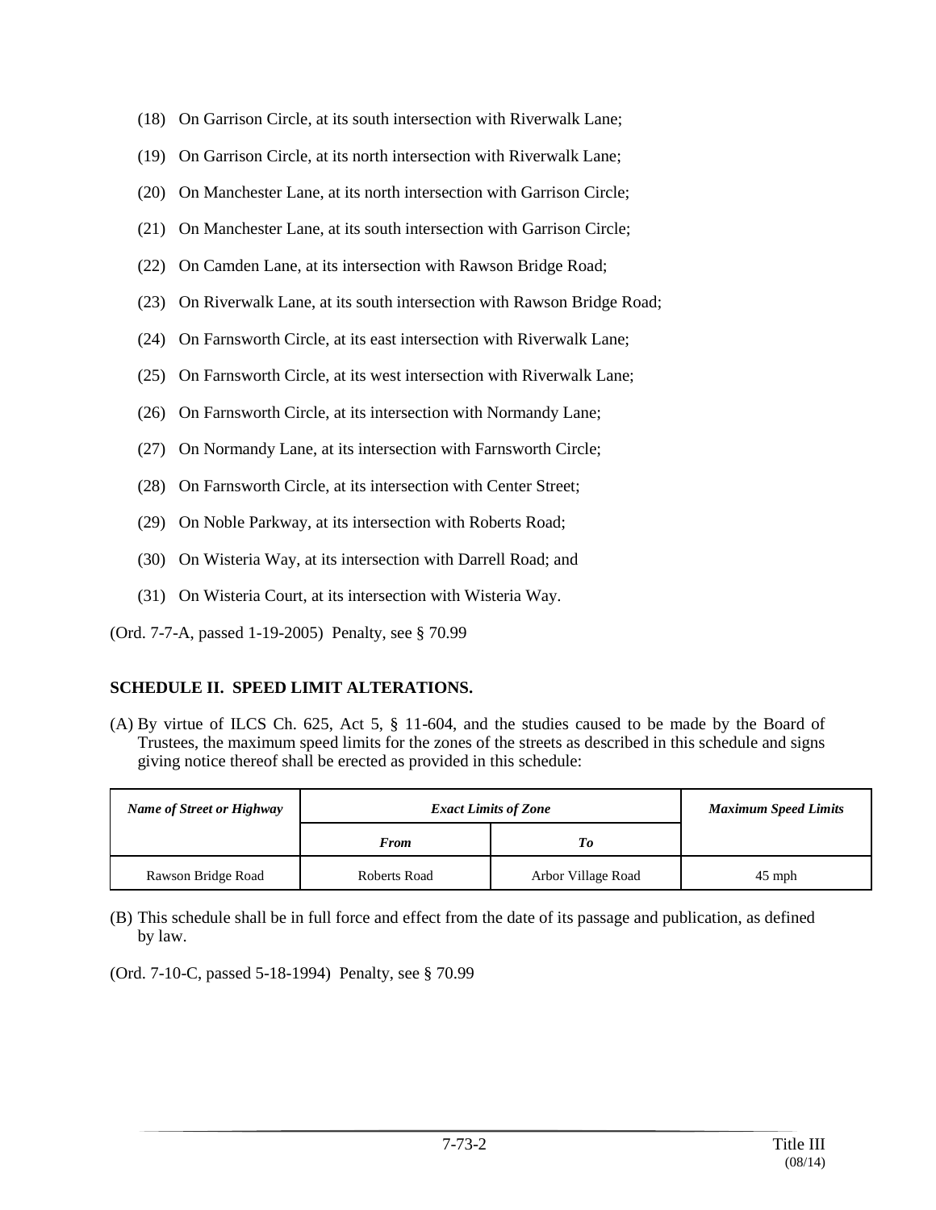(18) On Garrison Circle, at its south intersection with Riverwalk Lane;

(19) On Garrison Circle, at its north intersection with Riverwalk Lane;

(20) On Manchester Lane, at its north intersection with Garrison Circle;

(21) On Manchester Lane, at its south intersection with Garrison Circle;

(22) On Camden Lane, at its intersection with Rawson Bridge Road;

(23) On Riverwalk Lane, at its south intersection with Rawson Bridge Road;

(24) On Farnsworth Circle, at its east intersection with Riverwalk Lane;

(25) On Farnsworth Circle, at its west intersection with Riverwalk Lane;

(26) On Farnsworth Circle, at its intersection with Normandy Lane;

(27) On Normandy Lane, at its intersection with Farnsworth Circle;

(28) On Farnsworth Circle, at its intersection with Center Street;

(29) On Noble Parkway, at its intersection with Roberts Road;

(30) On Wisteria Way, at its intersection with Darrell Road; and

(31) On Wisteria Court, at its intersection with Wisteria Way.

(Ord. 7-7-A, passed 1-19-2005) Penalty, see § 70.99

**SCHEDULE II. SPEED LIMIT ALTERATIONS.**

(A) By virtue of ILCS Ch. 625, Act 5, § 11-604, and the studies caused to be made by the Board of Trustees, the maximum speed limits for the zones of the streets as described in this schedule and signs giving notice thereof shall be erected as provided in this schedule:

| *Name of Street or Highway* | *Exact Limits of Zone* | | *Maximum Speed Limits* |
|---|---|---|---|
| | *From* | *To* | |
| Rawson Bridge Road | Roberts Road | Arbor Village Road | 45 mph |

(B) This schedule shall be in full force and effect from the date of its passage and publication, as defined by law.

(Ord. 7-10-C, passed 5-18-1994) Penalty, see § 70.99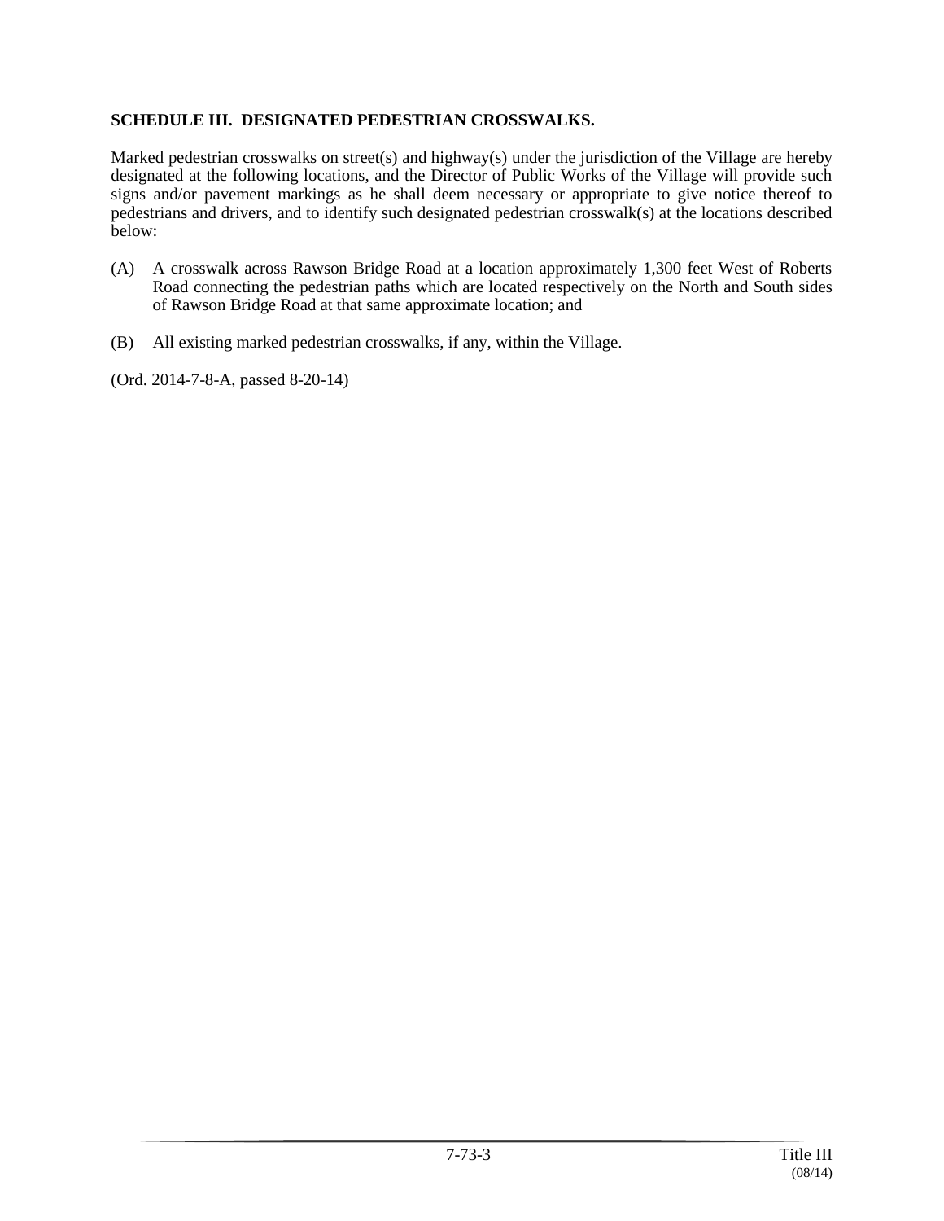**SCHEDULE III. DESIGNATED PEDESTRIAN CROSSWALKS.**

Marked pedestrian crosswalks on street(s) and highway(s) under the jurisdiction of the Village are hereby designated at the following locations, and the Director of Public Works of the Village will provide such signs and/or pavement markings as he shall deem necessary or appropriate to give notice thereof to pedestrians and drivers, and to identify such designated pedestrian crosswalk(s) at the locations described below:

(A) A crosswalk across Rawson Bridge Road at a location approximately 1,300 feet West of Roberts Road connecting the pedestrian paths which are located respectively on the North and South sides of Rawson Bridge Road at that same approximate location; and

(B) All existing marked pedestrian crosswalks, if any, within the Village.

(Ord. 2014-7-8-A, passed 8-20-14)